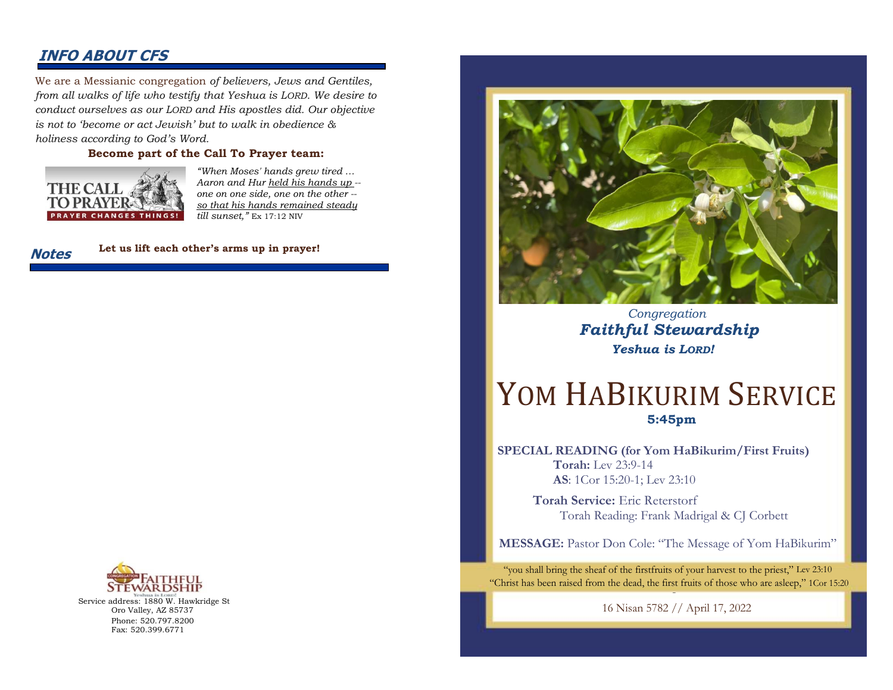## INFO ABOUT CFS

We are a Messianic congregation *of believers, Jews and Gentiles, from all walks of life who testify that Yeshua is LORD. We desire to conduct ourselves as our LORD and His apostles did. Our objective is not to 'become or act Jewish' but to walk in obedience & holiness according to God's Word.*

**Become part of the Call To Prayer team:**

THE CALL TO PRAYER
PRAYER CHANGES THINGS!

*"When Moses' hands grew tired … Aaron and Hur held his hands up -- one on one side, one on the other -- so that his hands remained steady till sunset,"* Ex 17:12 NIV

**Let us lift each other's arms up in prayer!**

## Notes

Congregation Faithful Stewardship
Yeshua is LORD!

Service address: 1880 W. Hawkridge St
Oro Valley, AZ 85737
Phone: 520.797.8200
Fax: 520.399.6771

*Congregation*
***Faithful Stewardship***
***Yeshua is LORD!***

# YOM HABIKURIM SERVICE

**5:45pm**

**SPECIAL READING (for Yom HaBikurim/First Fruits)**
**Torah:** Lev 23:9-14
**AS**: 1Cor 15:20-1; Lev 23:10

**Torah Service:** Eric Reterstorf
Torah Reading: Frank Madrigal & CJ Corbett

**MESSAGE:** Pastor Don Cole: "The Message of Yom HaBikurim"

"you shall bring the sheaf of the firstfruits of your harvest to the priest," Lev 23:10
"Christ has been raised from the dead, the first fruits of those who are asleep," 1Cor 15:20

16 Nisan 5782 // April 17, 2022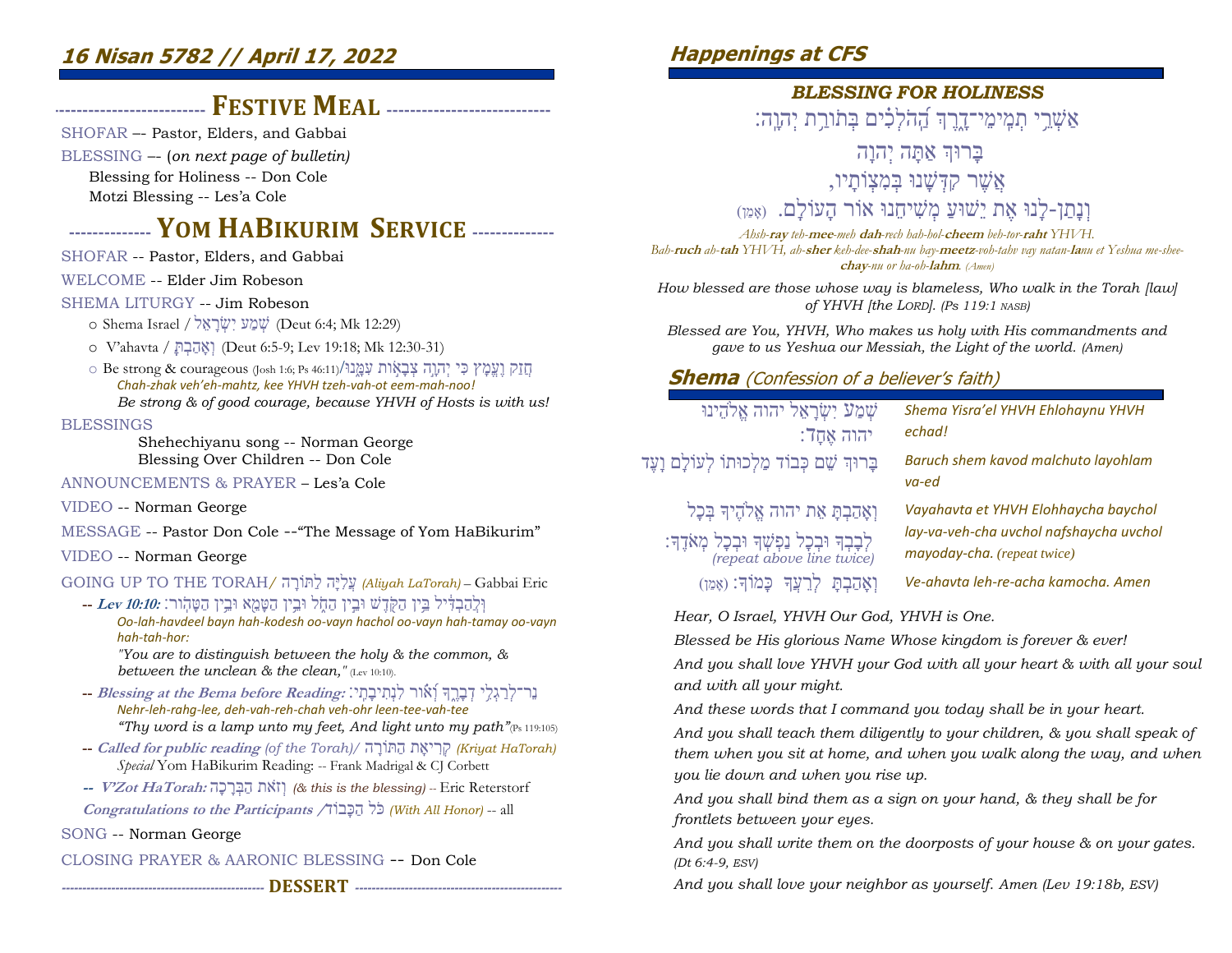# 16 Nisan 5782 // April 17, 2022

## FESTIVE MEAL

SHOFAR –- Pastor, Elders, and Gabbai

BLESSING –- (*on next page of bulletin)*

Blessing for Holiness -- Don Cole

Motzi Blessing -- Les'a Cole

## YOM HABIKURIM SERVICE

SHOFAR -- Pastor, Elders, and Gabbai

WELCOME -- Elder Jim Robeson

SHEMA LITURGY -- Jim Robeson

- Shema Israel / שְׁמַע יִשְׂרָאֵל (Deut 6:4; Mk 12:29)
- V'ahavta / וְאָהַבְתָּ (Deut 6:5-9; Lev 19:18; Mk 12:30-31)
- Be strong & courageous (Josh 1:6; Ps 46:11)/חֲזַק וֶאֱמָץ כִּי יְהוָה צְבָאוֹת עִמָּנוּ
  *Chah-zhak veh'eh-mahtz, kee YHVH tzeh-vah-ot eem-mah-noo!*
  *Be strong & of good courage, because YHVH of Hosts is with us!*

BLESSINGS

Shehechiyanu song -- Norman George

Blessing Over Children -- Don Cole

ANNOUNCEMENTS & PRAYER – Les'a Cole

VIDEO -- Norman George

MESSAGE -- Pastor Don Cole --"The Message of Yom HaBikurim"

VIDEO -- Norman George

GOING UP TO THE TORAH/ עֲלִיָּה לַתּוֹרָה *(Aliyah LaTorah)* – Gabbai Eric

-- ***Lev 10:10:*** וּֽלְהַבְדִּ֔יל בֵּ֥ין הַקֹּ֖דֶשׁ וּבֵ֣ין הַחֹ֑ל וּבֵ֥ין הַטָּמֵ֖א וּבֵ֥ין הַטָּהֽוֹר׃
*Oo-lah-havdeel bayn hah-kodesh oo-vayn hachol oo-vayn hah-tamay oo-vayn hah-tah-hor:*
*"You are to distinguish between the holy & the common, & between the unclean & the clean,"* (Lev 10:10).

-- ***Blessing at the Bema before Reading:*** נֵר־לְרַגְלִ֥י דְבָרֶ֑ךָ וְ֝א֗וֹר לִנְתִיבָתִֽי׃
*Nehr-leh-rahg-lee, deh-vah-reh-chah veh-ohr leen-tee-vah-tee*
*"Thy word is a lamp unto my feet, And light unto my path"*(Ps 119:105)

-- ***Called for public reading*** *(of the Torah)/* קְרִיאַת הַתּוֹרָה *(Kriyat HaTorah)*
*Special* Yom HaBikurim Reading: -- Frank Madrigal & CJ Corbett

-- ***V'Zot HaTorah:*** וְזֹאת הַבְּרָכָה *(& this is the blessing)* -- Eric Reterstorf

***Congratulations to the Participants*** */*כֹּל הַכָּבוֹד *(With All Honor)* -- all

SONG -- Norman George

CLOSING PRAYER & AARONIC BLESSING -- Don Cole

## DESSERT

# Happenings at CFS

### BLESSING FOR HOLINESS

אַשְׁרֵי תְמִימֵי־דָרֶךְ הַהֹלְכִים בְּתוֹרַת יְהוָה׃

בָּרוּךְ אַתָּה יְהוָה

אֲשֶׁר קִדְּשָׁנוּ בְּמִצְוֹתָיו,

וְנָתַן-לָנוּ אֶת יֵשׁוּעַ מְשִׁיחֵנוּ אוֹר הָעוֹלָם. (אָמֵן)

*Ahsh-**ray** teh-**mee**-meh **dah**-rech hah-hol-**cheem** beh-tor-**raht** YHVH.*
*Bah-**ruch** ah-**tah** YHVH, ah-**sher** keh-dee-**shah**-nu bay-**meetz**-voh-tahv vay natan-**la**nu et Yeshua me-shee-**chay**-nu or ha-oh-**lahm**. (Amen)*

*How blessed are those whose way is blameless, Who walk in the Torah [law] of YHVH [the LORD]. (Ps 119:1 NASB)*

*Blessed are You, YHVH, Who makes us holy with His commandments and gave to us Yeshua our Messiah, the Light of the world. (Amen)*

## Shema *(Confession of a believer's faith)*

| | |
|---|---|
| שְׁמַע יִשְׂרָאֵל יהוה אֱלֹהֵינוּ יהוה אֶחָד׃ | *Shema Yisra'el YHVH Ehlohaynu YHVH echad!* |
| בָּרוּךְ שֵׁם כְּבוֹד מַלְכוּתוֹ לְעוֹלָם וָעֶד | *Baruch shem kavod malchuto layohlam va-ed* |
| וְאָהַבְתָּ אֵת יהוה אֱלֹהֶיךָ בְּכָל לְבָבְךָ וּבְכָל נַפְשְׁךָ וּבְכָל מְאֹדֶךָ׃ *(repeat above line twice)* | *Vayahavta et YHVH Elohhaycha baychol lay-va-veh-cha uvchol nafshaycha uvchol mayoday-cha. (repeat twice)* |
| וְאָהַבְתָּ לְרֵעֲךָ כָּמוֹךָ׃ (אָמֵן) | *Ve-ahavta leh-re-acha kamocha. Amen* |

*Hear, O Israel, YHVH Our God, YHVH is One.*

*Blessed be His glorious Name Whose kingdom is forever & ever!*

*And you shall love YHVH your God with all your heart & with all your soul and with all your might.*

*And these words that I command you today shall be in your heart.*

*And you shall teach them diligently to your children, & you shall speak of them when you sit at home, and when you walk along the way, and when you lie down and when you rise up.*

*And you shall bind them as a sign on your hand, & they shall be for frontlets between your eyes.*

*And you shall write them on the doorposts of your house & on your gates. (Dt 6:4-9, ESV)*

*And you shall love your neighbor as yourself. Amen (Lev 19:18b, ESV)*